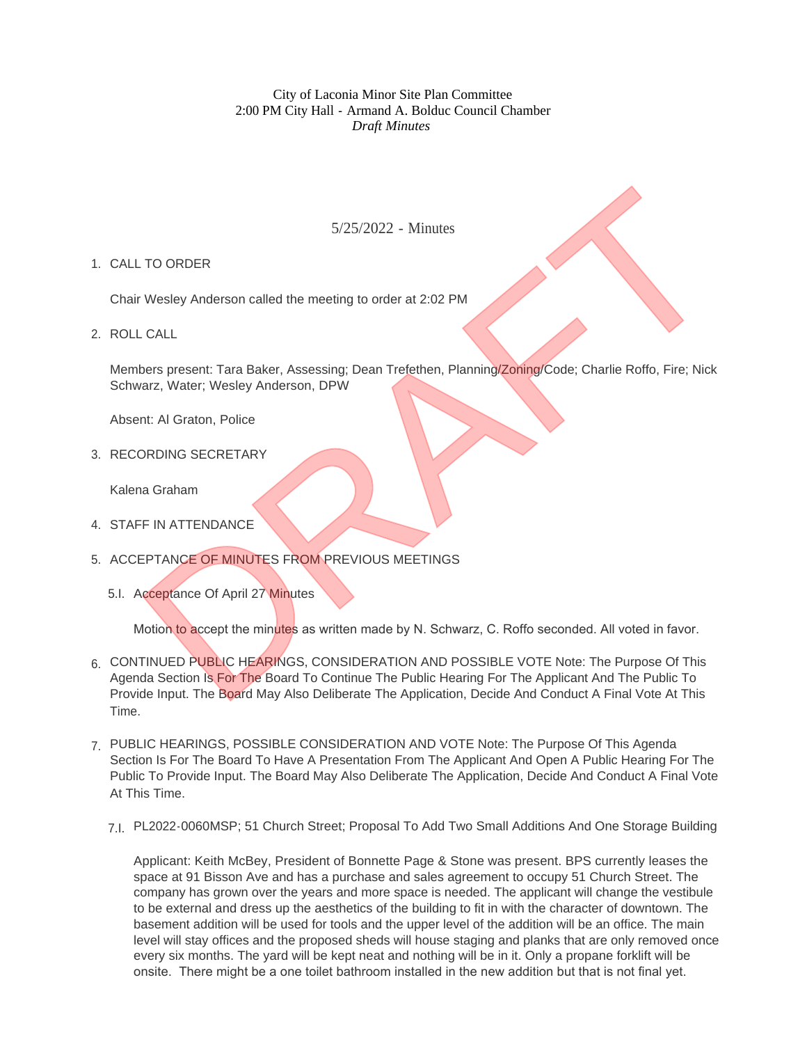City of Laconia Minor Site Plan Committee
2:00 PM City Hall - Armand A. Bolduc Council Chamber
*Draft Minutes*

5/25/2022 - Minutes

1. CALL TO ORDER

   Chair Wesley Anderson called the meeting to order at 2:02 PM

2. ROLL CALL

   Members present: Tara Baker, Assessing; Dean Trefethen, Planning/Zoning/Code; Charlie Roffo, Fire; Nick Schwarz, Water; Wesley Anderson, DPW

   Absent: Al Graton, Police

3. RECORDING SECRETARY

   Kalena Graham

4. STAFF IN ATTENDANCE

5. ACCEPTANCE OF MINUTES FROM PREVIOUS MEETINGS

   5.I. Acceptance Of April 27 Minutes

   Motion to accept the minutes as written made by N. Schwarz, C. Roffo seconded. All voted in favor.

6. CONTINUED PUBLIC HEARINGS, CONSIDERATION AND POSSIBLE VOTE Note: The Purpose Of This Agenda Section Is For The Board To Continue The Public Hearing For The Applicant And The Public To Provide Input. The Board May Also Deliberate The Application, Decide And Conduct A Final Vote At This Time.

7. PUBLIC HEARINGS, POSSIBLE CONSIDERATION AND VOTE Note: The Purpose Of This Agenda Section Is For The Board To Have A Presentation From The Applicant And Open A Public Hearing For The Public To Provide Input. The Board May Also Deliberate The Application, Decide And Conduct A Final Vote At This Time.

   7.I. PL2022-0060MSP; 51 Church Street; Proposal To Add Two Small Additions And One Storage Building

   Applicant: Keith McBey, President of Bonnette Page & Stone was present. BPS currently leases the space at 91 Bisson Ave and has a purchase and sales agreement to occupy 51 Church Street. The company has grown over the years and more space is needed. The applicant will change the vestibule to be external and dress up the aesthetics of the building to fit in with the character of downtown. The basement addition will be used for tools and the upper level of the addition will be an office. The main level will stay offices and the proposed sheds will house staging and planks that are only removed once every six months. The yard will be kept neat and nothing will be in it. Only a propane forklift will be onsite. There might be a one toilet bathroom installed in the new addition but that is not final yet.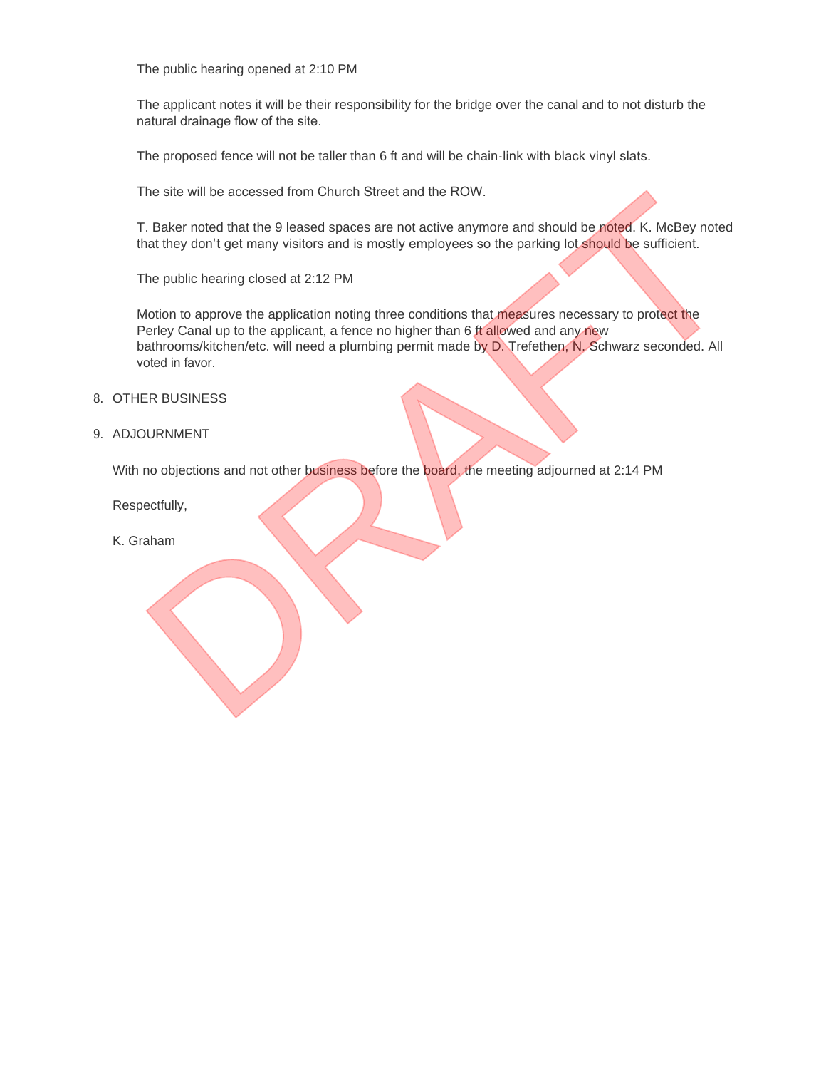The public hearing opened at 2:10 PM

The applicant notes it will be their responsibility for the bridge over the canal and to not disturb the natural drainage flow of the site.

The proposed fence will not be taller than 6 ft and will be chain-link with black vinyl slats.

The site will be accessed from Church Street and the ROW.

T. Baker noted that the 9 leased spaces are not active anymore and should be noted. K. McBey noted that they don't get many visitors and is mostly employees so the parking lot should be sufficient.

The public hearing closed at 2:12 PM

Motion to approve the application noting three conditions that measures necessary to protect the Perley Canal up to the applicant, a fence no higher than 6 ft allowed and any new bathrooms/kitchen/etc. will need a plumbing permit made by D. Trefethen, N. Schwarz seconded. All voted in favor.

8. OTHER BUSINESS

9. ADJOURNMENT

With no objections and not other business before the board, the meeting adjourned at 2:14 PM

Respectfully,

K. Graham

DRAFT